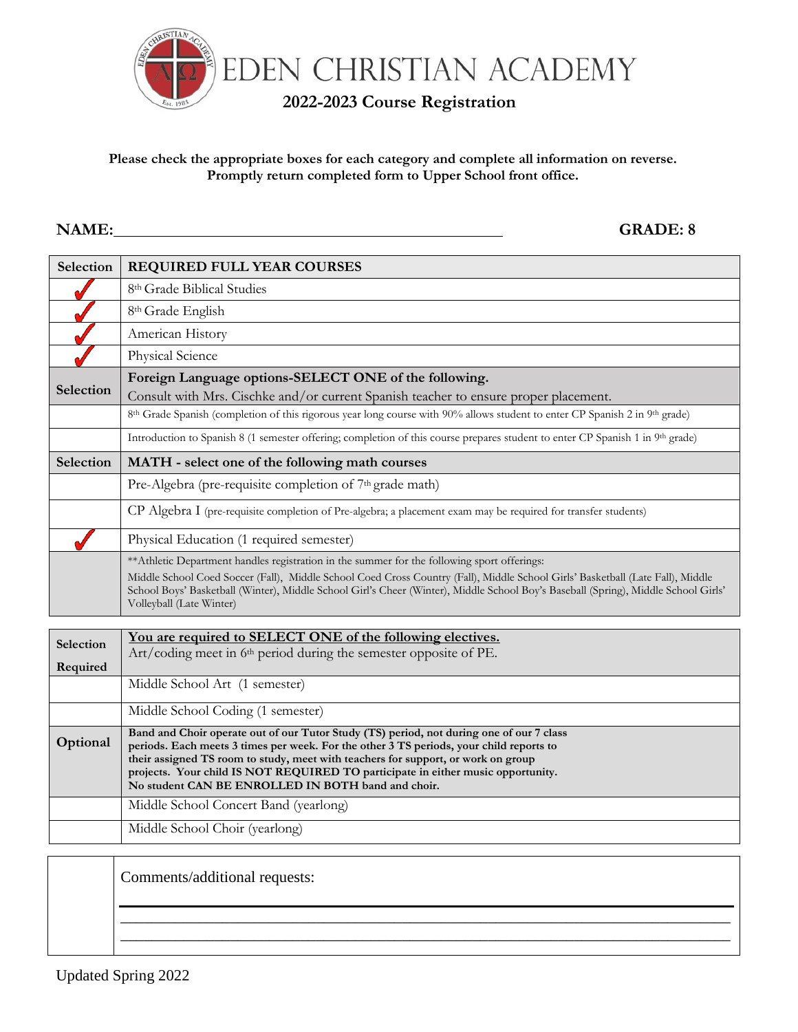# EDEN CHRISTIAN ACADEMY

## 2022-2023 Course Registration

**Please check the appropriate boxes for each category and complete all information on reverse. Promptly return completed form to Upper School front office.**

**NAME:** ______________________________ **GRADE: 8**

| Selection | REQUIRED FULL YEAR COURSES |
|---|---|
| ✓ | 8th Grade Biblical Studies |
| ✓ | 8th Grade English |
| ✓ | American History |
| ✓ | Physical Science |
| **Selection** | **Foreign Language options-SELECT ONE of the following.** Consult with Mrs. Cischke and/or current Spanish teacher to ensure proper placement. |
| | 8th Grade Spanish (completion of this rigorous year long course with 90% allows student to enter CP Spanish 2 in 9th grade) |
| | Introduction to Spanish 8 (1 semester offering; completion of this course prepares student to enter CP Spanish 1 in 9th grade) |
| **Selection** | **MATH - select one of the following math courses** |
| | Pre-Algebra (pre-requisite completion of 7th grade math) |
| | CP Algebra I (pre-requisite completion of Pre-algebra; a placement exam may be required for transfer students) |
| ✓ | Physical Education (1 required semester) |
| | **Athletic Department handles registration in the summer for the following sport offerings: Middle School Coed Soccer (Fall), Middle School Coed Cross Country (Fall), Middle School Girls' Basketball (Late Fall), Middle School Boys' Basketball (Winter), Middle School Girl's Cheer (Winter), Middle School Boy's Baseball (Spring), Middle School Girls' Volleyball (Late Winter) |

| Selection Required | **You are required to SELECT ONE of the following electives.** Art/coding meet in 6th period during the semester opposite of PE. |
|---|---|
| | Middle School Art (1 semester) |
| | Middle School Coding (1 semester) |
| **Optional** | **Band and Choir operate out of our Tutor Study (TS) period, not during one of our 7 class periods. Each meets 3 times per week. For the other 3 TS periods, your child reports to their assigned TS room to study, meet with teachers for support, or work on group projects. Your child IS NOT REQUIRED TO participate in either music opportunity. No student CAN BE ENROLLED IN BOTH band and choir.** |
| | Middle School Concert Band (yearlong) |
| | Middle School Choir (yearlong) |

Comments/additional requests:

______________________________________________

______________________________________________

______________________________________________

Updated Spring 2022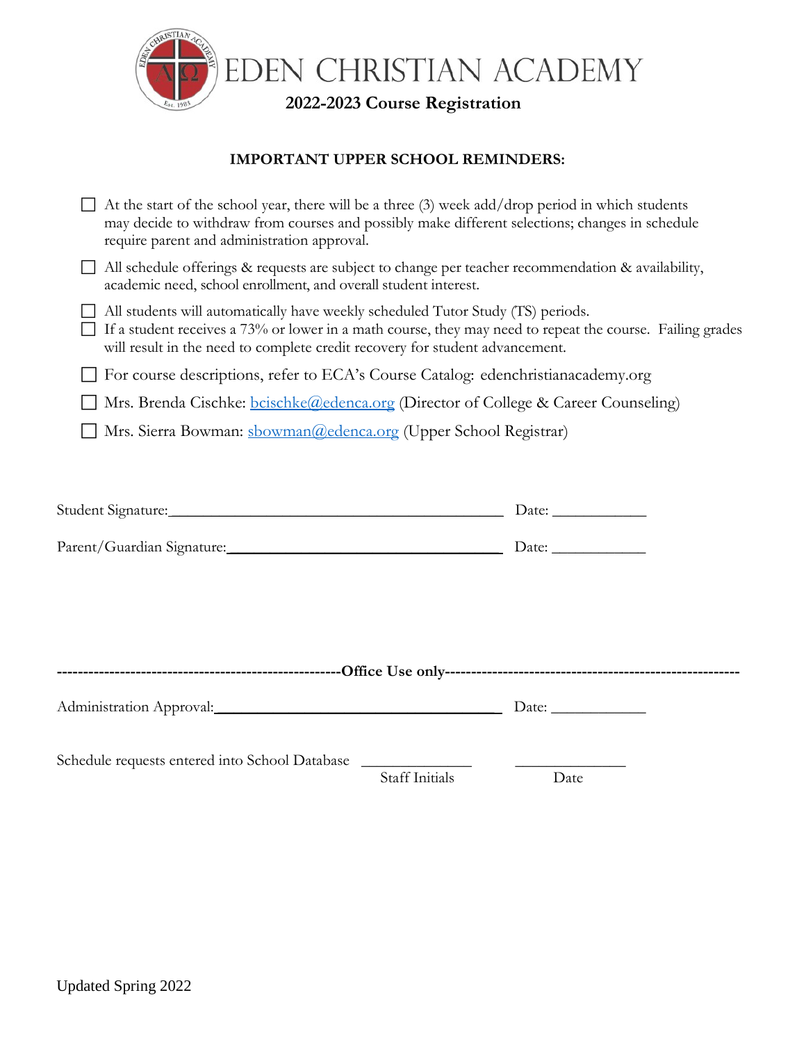# EDEN CHRISTIAN ACADEMY

**2022-2023 Course Registration**

**IMPORTANT UPPER SCHOOL REMINDERS:**

- ☐ At the start of the school year, there will be a three (3) week add/drop period in which students may decide to withdraw from courses and possibly make different selections; changes in schedule require parent and administration approval.
- ☐ All schedule offerings & requests are subject to change per teacher recommendation & availability, academic need, school enrollment, and overall student interest.
- ☐ All students will automatically have weekly scheduled Tutor Study (TS) periods.
- ☐ If a student receives a 73% or lower in a math course, they may need to repeat the course. Failing grades will result in the need to complete credit recovery for student advancement.
- ☐ For course descriptions, refer to ECA's Course Catalog: edenchristianacademy.org
- ☐ Mrs. Brenda Cischke: bcischke@edenca.org (Director of College & Career Counseling)
- ☐ Mrs. Sierra Bowman: sbowman@edenca.org (Upper School Registrar)

Student Signature:_____________________________________________ Date: ____________

Parent/Guardian Signature:_____________________________________ Date: ____________

**-----------------------------------------------------Office Use only-------------------------------------------------------**

Administration Approval:_______________________________________ Date: ____________

Schedule requests entered into School Database ______________ ______________

Staff Initials Date

Updated Spring 2022